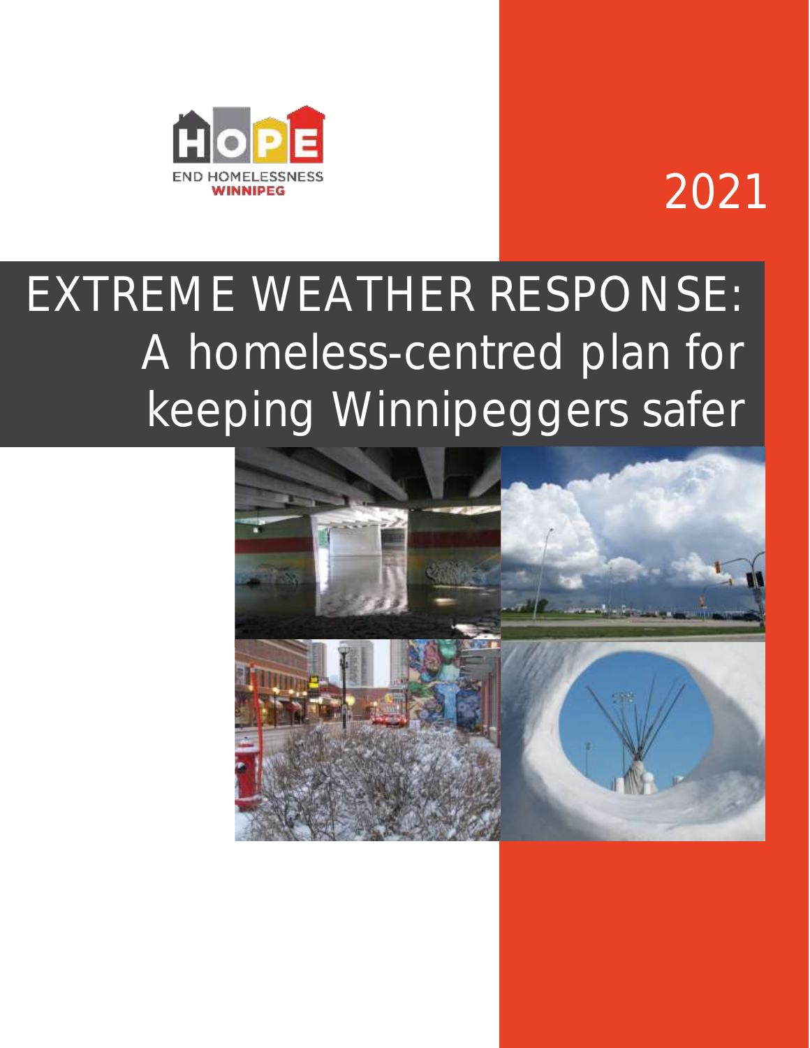HOPE

END HOMELESSNESS
WINNIPEG

2021

# EXTREME WEATHER RESPONSE: A homeless-centred plan for keeping Winnipeggers safer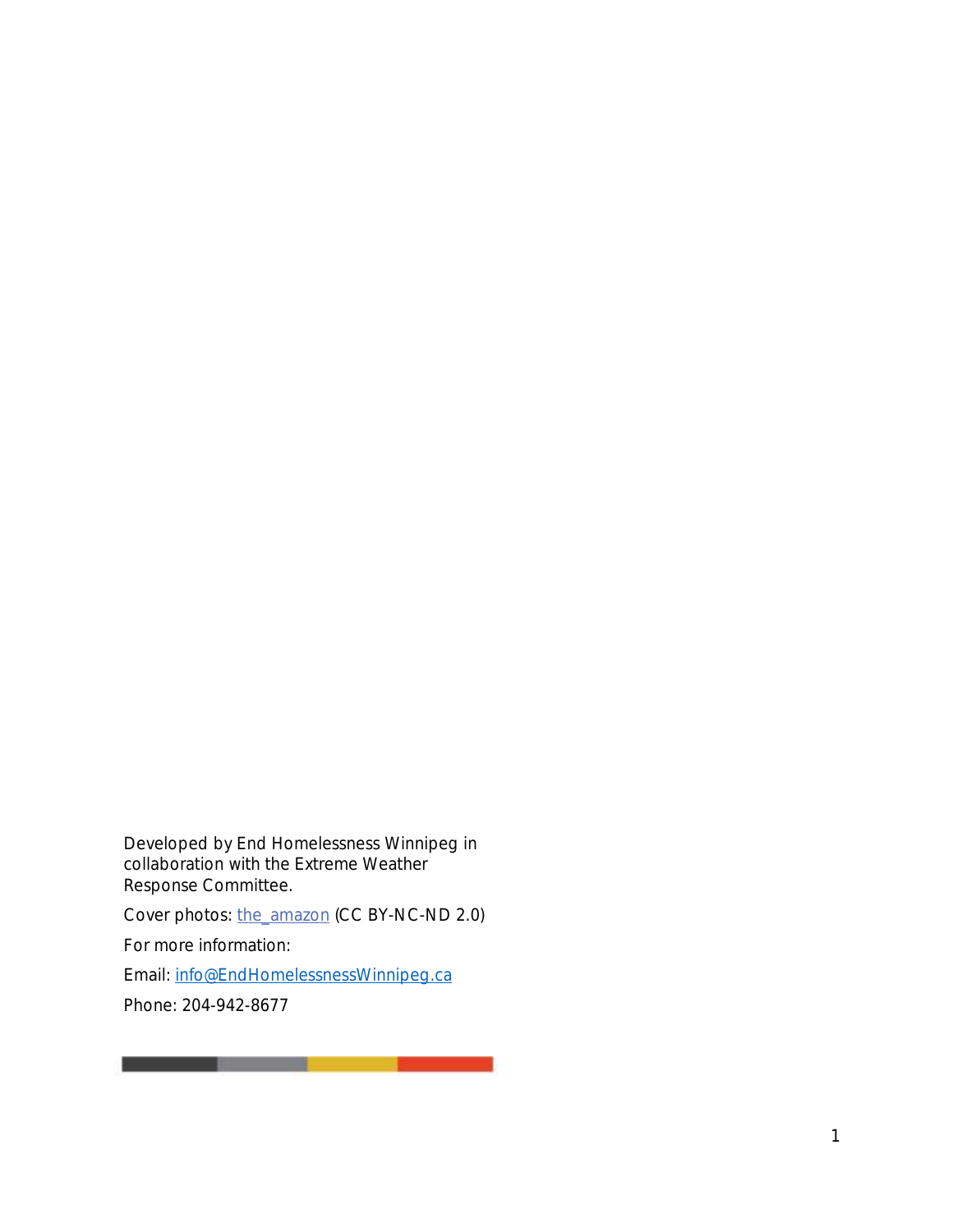Developed by End Homelessness Winnipeg in collaboration with the Extreme Weather Response Committee.

Cover photos: the_amazon (CC BY-NC-ND 2.0)

For more information:

Email: info@EndHomelessnessWinnipeg.ca

Phone: 204-942-8677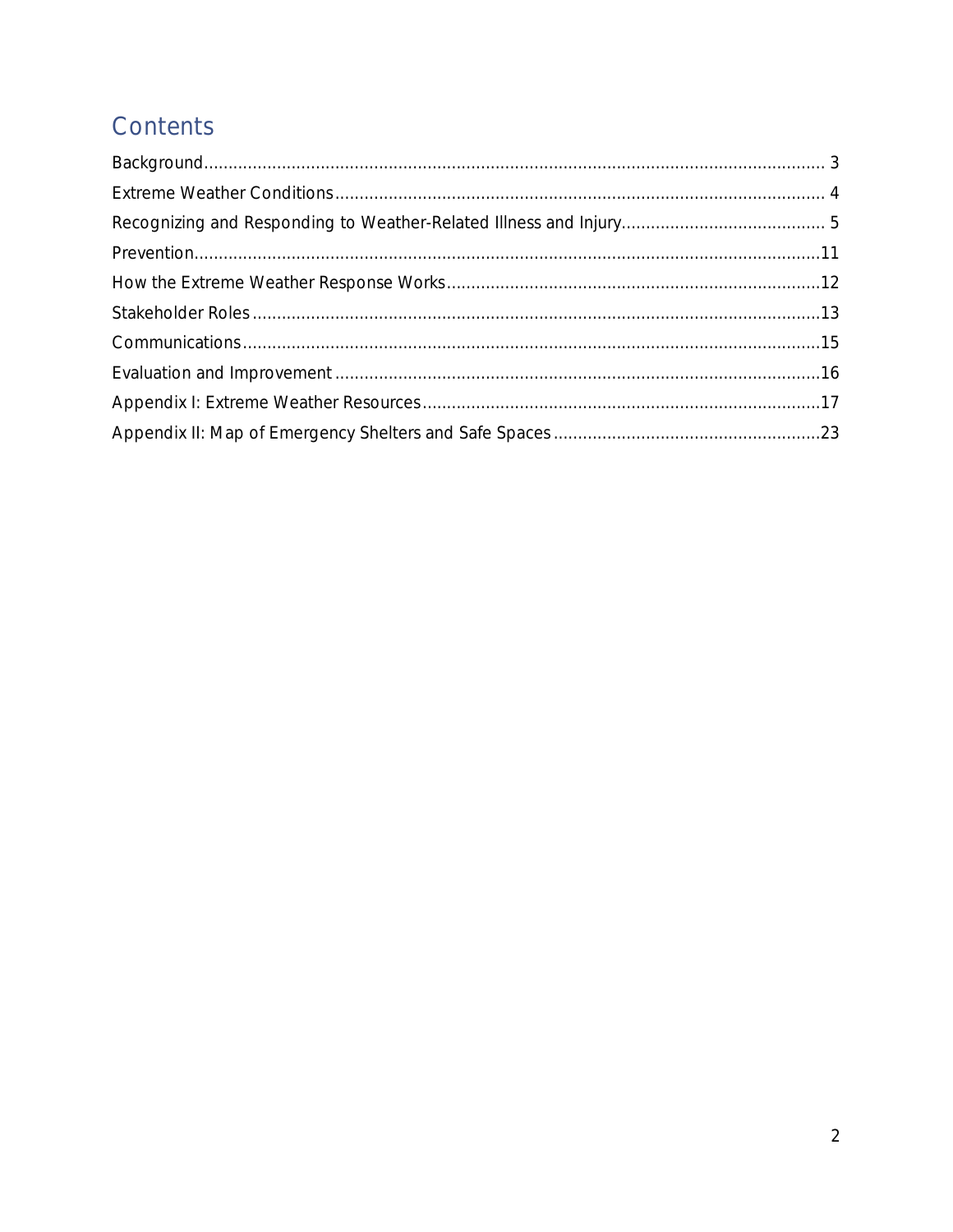# Contents

Background ........................................................................................................................ 3
Extreme Weather Conditions ................................................................................................ 4
Recognizing and Responding to Weather-Related Illness and Injury ...................................... 5
Prevention ........................................................................................................................ 11
How the Extreme Weather Response Works ........................................................................ 12
Stakeholder Roles .............................................................................................................. 13
Communications ................................................................................................................ 15
Evaluation and Improvement .............................................................................................. 16
Appendix I: Extreme Weather Resources ............................................................................ 17
Appendix II: Map of Emergency Shelters and Safe Spaces ................................................... 23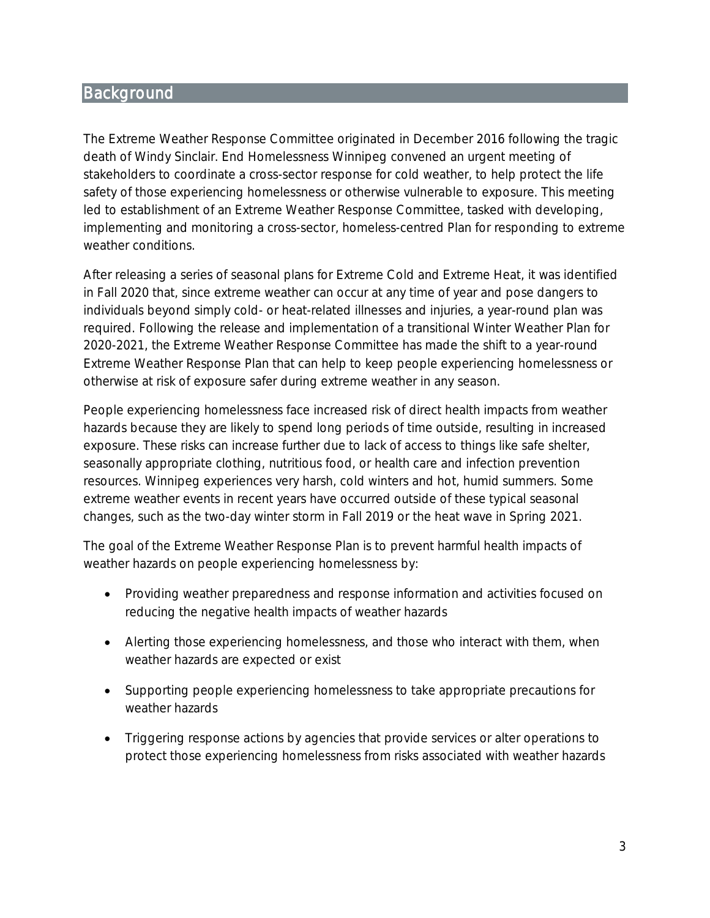## Background

The Extreme Weather Response Committee originated in December 2016 following the tragic death of Windy Sinclair. End Homelessness Winnipeg convened an urgent meeting of stakeholders to coordinate a cross-sector response for cold weather, to help protect the life safety of those experiencing homelessness or otherwise vulnerable to exposure. This meeting led to establishment of an Extreme Weather Response Committee, tasked with developing, implementing and monitoring a cross-sector, homeless-centred Plan for responding to extreme weather conditions.

After releasing a series of seasonal plans for Extreme Cold and Extreme Heat, it was identified in Fall 2020 that, since extreme weather can occur at any time of year and pose dangers to individuals beyond simply cold- or heat-related illnesses and injuries, a year-round plan was required. Following the release and implementation of a transitional Winter Weather Plan for 2020-2021, the Extreme Weather Response Committee has made the shift to a year-round Extreme Weather Response Plan that can help to keep people experiencing homelessness or otherwise at risk of exposure safer during extreme weather in any season.

People experiencing homelessness face increased risk of direct health impacts from weather hazards because they are likely to spend long periods of time outside, resulting in increased exposure. These risks can increase further due to lack of access to things like safe shelter, seasonally appropriate clothing, nutritious food, or health care and infection prevention resources. Winnipeg experiences very harsh, cold winters and hot, humid summers. Some extreme weather events in recent years have occurred outside of these typical seasonal changes, such as the two-day winter storm in Fall 2019 or the heat wave in Spring 2021.

The goal of the Extreme Weather Response Plan is to prevent harmful health impacts of weather hazards on people experiencing homelessness by:

- Providing weather preparedness and response information and activities focused on reducing the negative health impacts of weather hazards
- Alerting those experiencing homelessness, and those who interact with them, when weather hazards are expected or exist
- Supporting people experiencing homelessness to take appropriate precautions for weather hazards
- Triggering response actions by agencies that provide services or alter operations to protect those experiencing homelessness from risks associated with weather hazards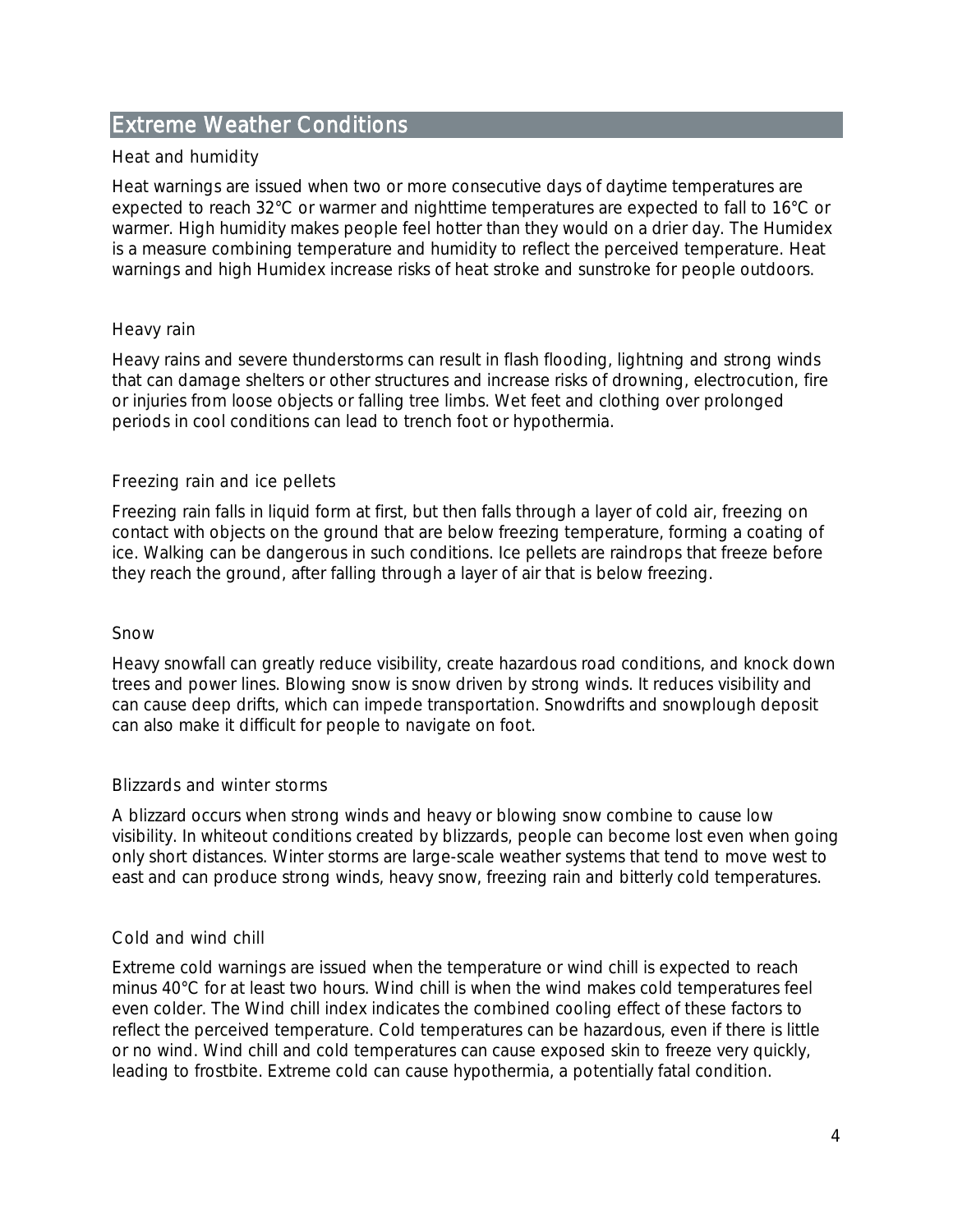## Extreme Weather Conditions

### Heat and humidity

Heat warnings are issued when two or more consecutive days of daytime temperatures are expected to reach 32°C or warmer and nighttime temperatures are expected to fall to 16°C or warmer. High humidity makes people feel hotter than they would on a drier day. The Humidex is a measure combining temperature and humidity to reflect the perceived temperature. Heat warnings and high Humidex increase risks of heat stroke and sunstroke for people outdoors.

### Heavy rain

Heavy rains and severe thunderstorms can result in flash flooding, lightning and strong winds that can damage shelters or other structures and increase risks of drowning, electrocution, fire or injuries from loose objects or falling tree limbs. Wet feet and clothing over prolonged periods in cool conditions can lead to trench foot or hypothermia.

### Freezing rain and ice pellets

Freezing rain falls in liquid form at first, but then falls through a layer of cold air, freezing on contact with objects on the ground that are below freezing temperature, forming a coating of ice. Walking can be dangerous in such conditions. Ice pellets are raindrops that freeze before they reach the ground, after falling through a layer of air that is below freezing.

### Snow

Heavy snowfall can greatly reduce visibility, create hazardous road conditions, and knock down trees and power lines. Blowing snow is snow driven by strong winds. It reduces visibility and can cause deep drifts, which can impede transportation. Snowdrifts and snowplough deposit can also make it difficult for people to navigate on foot.

### Blizzards and winter storms

A blizzard occurs when strong winds and heavy or blowing snow combine to cause low visibility. In whiteout conditions created by blizzards, people can become lost even when going only short distances. Winter storms are large-scale weather systems that tend to move west to east and can produce strong winds, heavy snow, freezing rain and bitterly cold temperatures.

### Cold and wind chill

Extreme cold warnings are issued when the temperature or wind chill is expected to reach minus 40°C for at least two hours. Wind chill is when the wind makes cold temperatures feel even colder. The Wind chill index indicates the combined cooling effect of these factors to reflect the perceived temperature. Cold temperatures can be hazardous, even if there is little or no wind. Wind chill and cold temperatures can cause exposed skin to freeze very quickly, leading to frostbite. Extreme cold can cause hypothermia, a potentially fatal condition.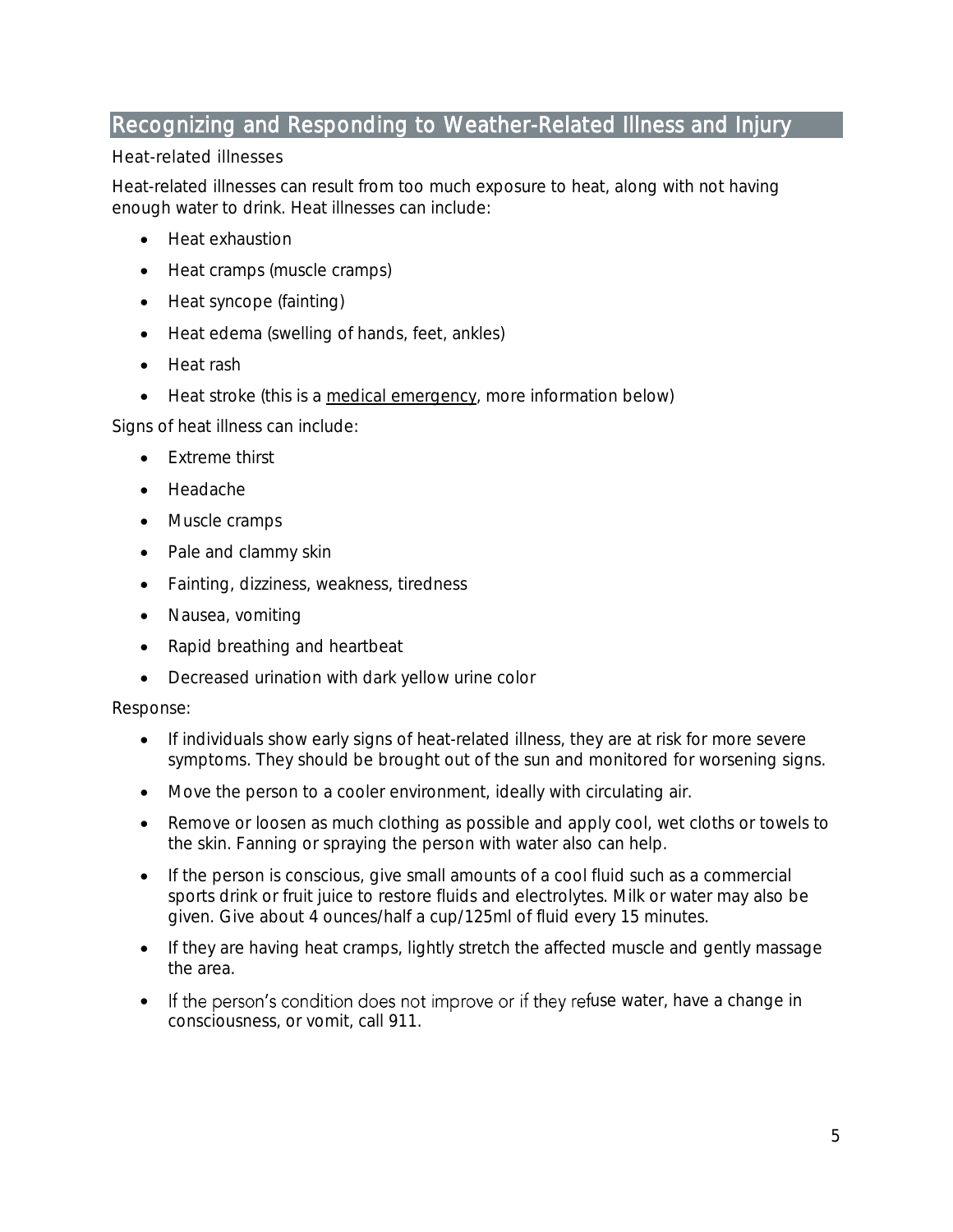## Recognizing and Responding to Weather-Related Illness and Injury

### Heat-related illnesses

Heat-related illnesses can result from too much exposure to heat, along with not having enough water to drink. Heat illnesses can include:

- Heat exhaustion
- Heat cramps (muscle cramps)
- Heat syncope (fainting)
- Heat edema (swelling of hands, feet, ankles)
- Heat rash
- Heat stroke (this is a medical emergency, more information below)

Signs of heat illness can include:

- Extreme thirst
- Headache
- Muscle cramps
- Pale and clammy skin
- Fainting, dizziness, weakness, tiredness
- Nausea, vomiting
- Rapid breathing and heartbeat
- Decreased urination with dark yellow urine color

Response:

- If individuals show early signs of heat-related illness, they are at risk for more severe symptoms. They should be brought out of the sun and monitored for worsening signs.
- Move the person to a cooler environment, ideally with circulating air.
- Remove or loosen as much clothing as possible and apply cool, wet cloths or towels to the skin. Fanning or spraying the person with water also can help.
- If the person is conscious, give small amounts of a cool fluid such as a commercial sports drink or fruit juice to restore fluids and electrolytes. Milk or water may also be given. Give about 4 ounces/half a cup/125ml of fluid every 15 minutes.
- If they are having heat cramps, lightly stretch the affected muscle and gently massage the area.
- If the person's condition does not improve or if they refuse water, have a change in consciousness, or vomit, call 911.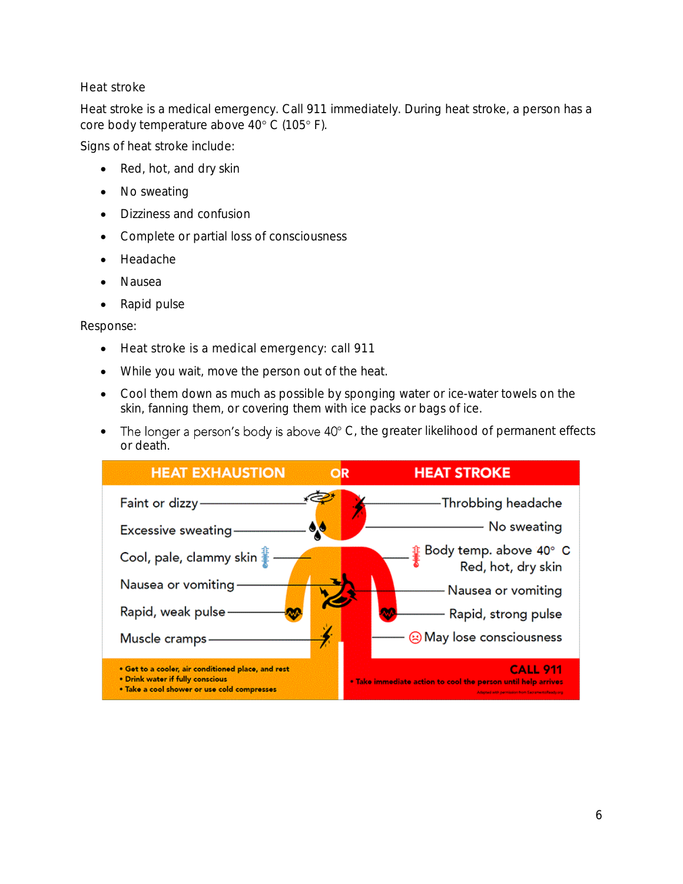### Heat stroke

Heat stroke is a medical emergency. Call 911 immediately. During heat stroke, a person has a core body temperature above 40° C (105° F).

Signs of heat stroke include:

- Red, hot, and dry skin
- No sweating
- Dizziness and confusion
- Complete or partial loss of consciousness
- Headache
- Nausea
- Rapid pulse

Response:

- Heat stroke is a medical emergency: call 911
- While you wait, move the person out of the heat.
- Cool them down as much as possible by sponging water or ice-water towels on the skin, fanning them, or covering them with ice packs or bags of ice.
- The longer a person's body is above 40° C, the greater likelihood of permanent effects or death.

| HEAT EXHAUSTION | OR | HEAT STROKE |
| --- | --- | --- |
| Faint or dizzy | | Throbbing headache |
| Excessive sweating | | No sweating |
| Cool, pale, clammy skin | | Body temp. above 40° C<br>Red, hot, dry skin |
| Nausea or vomiting | | Nausea or vomiting |
| Rapid, weak pulse | | Rapid, strong pulse |
| Muscle cramps | | May lose consciousness |
| • Get to a cooler, air conditioned place, and rest<br>• Drink water if fully conscious<br>• Take a cool shower or use cold compresses | | **CALL 911**<br>• Take immediate action to cool the person until help arrives |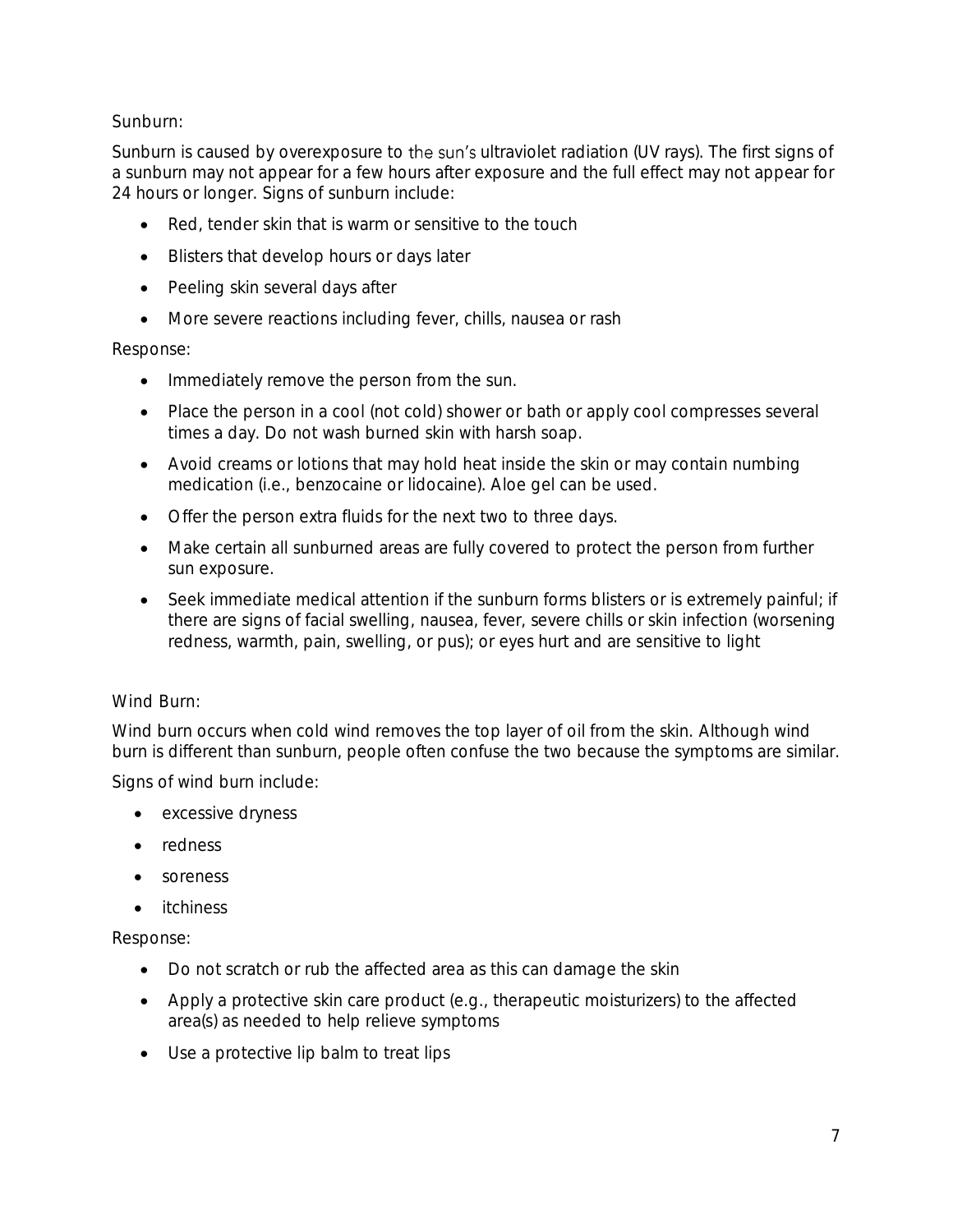Sunburn:

Sunburn is caused by overexposure to the sun's ultraviolet radiation (UV rays). The first signs of a sunburn may not appear for a few hours after exposure and the full effect may not appear for 24 hours or longer. Signs of sunburn include:

- Red, tender skin that is warm or sensitive to the touch
- Blisters that develop hours or days later
- Peeling skin several days after
- More severe reactions including fever, chills, nausea or rash

Response:

- Immediately remove the person from the sun.
- Place the person in a cool (not cold) shower or bath or apply cool compresses several times a day. Do not wash burned skin with harsh soap.
- Avoid creams or lotions that may hold heat inside the skin or may contain numbing medication (i.e., benzocaine or lidocaine). Aloe gel can be used.
- Offer the person extra fluids for the next two to three days.
- Make certain all sunburned areas are fully covered to protect the person from further sun exposure.
- Seek immediate medical attention if the sunburn forms blisters or is extremely painful; if there are signs of facial swelling, nausea, fever, severe chills or skin infection (worsening redness, warmth, pain, swelling, or pus); or eyes hurt and are sensitive to light

Wind Burn:

Wind burn occurs when cold wind removes the top layer of oil from the skin. Although wind burn is different than sunburn, people often confuse the two because the symptoms are similar.

Signs of wind burn include:

- excessive dryness
- redness
- soreness
- itchiness

Response:

- Do not scratch or rub the affected area as this can damage the skin
- Apply a protective skin care product (e.g., therapeutic moisturizers) to the affected area(s) as needed to help relieve symptoms
- Use a protective lip balm to treat lips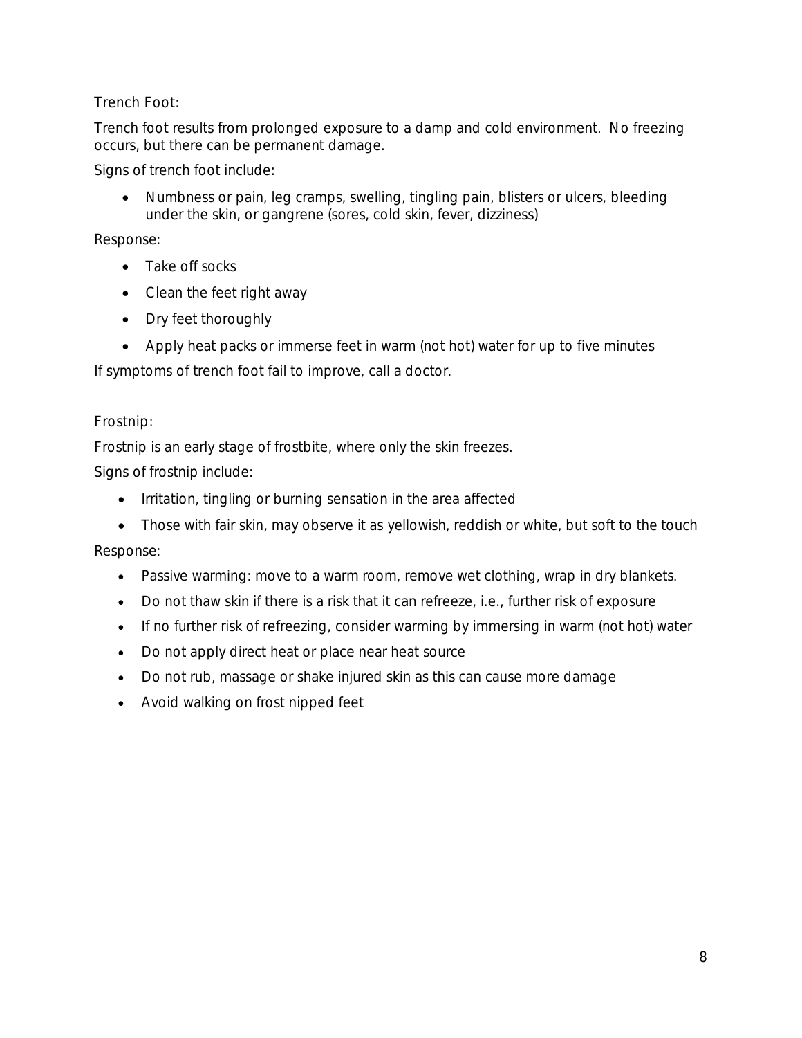## Trench Foot:

Trench foot results from prolonged exposure to a damp and cold environment. No freezing occurs, but there can be permanent damage.

Signs of trench foot include:

- Numbness or pain, leg cramps, swelling, tingling pain, blisters or ulcers, bleeding under the skin, or gangrene (sores, cold skin, fever, dizziness)

Response:

- Take off socks
- Clean the feet right away
- Dry feet thoroughly
- Apply heat packs or immerse feet in warm (not hot) water for up to five minutes

If symptoms of trench foot fail to improve, call a doctor.

## Frostnip:

Frostnip is an early stage of frostbite, where only the skin freezes.

Signs of frostnip include:

- Irritation, tingling or burning sensation in the area affected
- Those with fair skin, may observe it as yellowish, reddish or white, but soft to the touch

Response:

- Passive warming: move to a warm room, remove wet clothing, wrap in dry blankets.
- Do not thaw skin if there is a risk that it can refreeze, i.e., further risk of exposure
- If no further risk of refreezing, consider warming by immersing in warm (not hot) water
- Do not apply direct heat or place near heat source
- Do not rub, massage or shake injured skin as this can cause more damage
- Avoid walking on frost nipped feet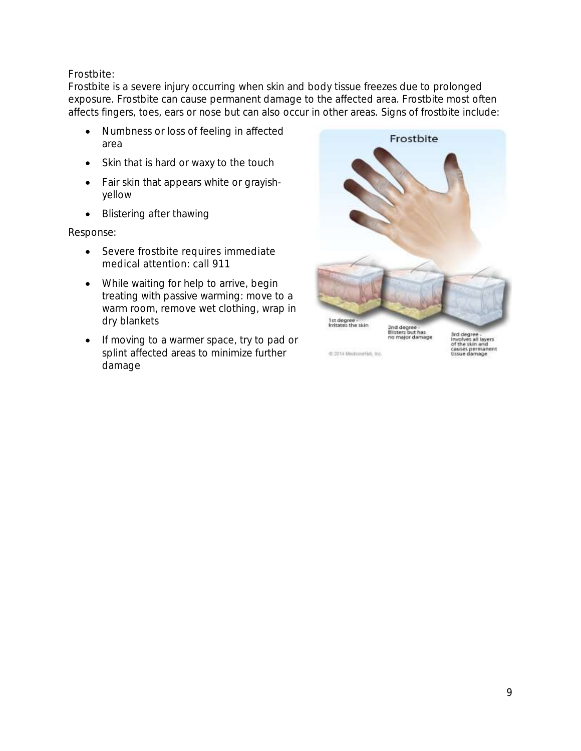Frostbite:

Frostbite is a severe injury occurring when skin and body tissue freezes due to prolonged exposure. Frostbite can cause permanent damage to the affected area. Frostbite most often affects fingers, toes, ears or nose but can also occur in other areas. Signs of frostbite include:

- Numbness or loss of feeling in affected area
- Skin that is hard or waxy to the touch
- Fair skin that appears white or grayish-yellow
- Blistering after thawing

Response:

- Severe frostbite requires immediate medical attention: call 911
- While waiting for help to arrive, begin treating with passive warming: move to a warm room, remove wet clothing, wrap in dry blankets
- If moving to a warmer space, try to pad or splint affected areas to minimize further damage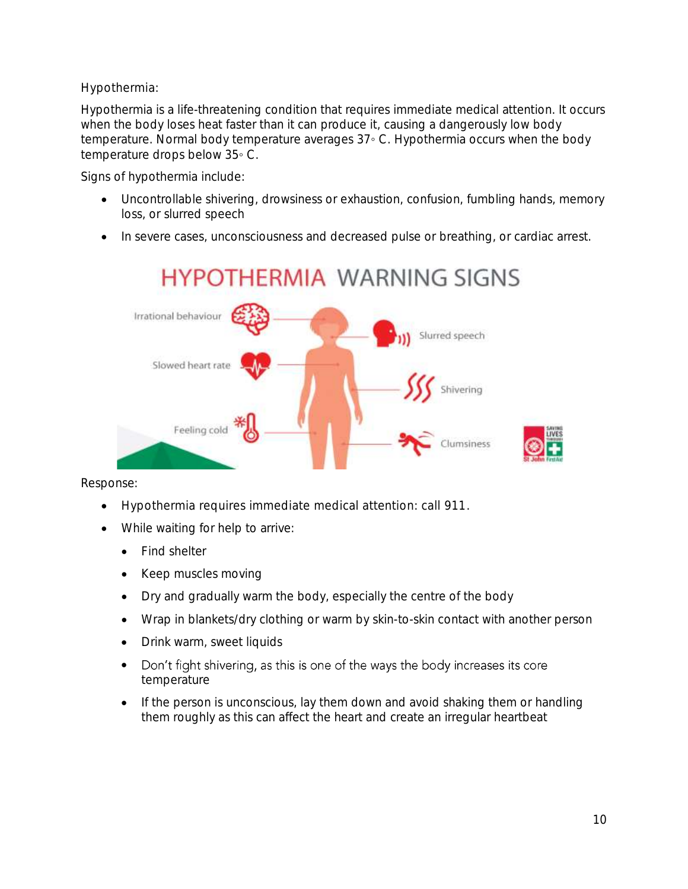Hypothermia:

Hypothermia is a life-threatening condition that requires immediate medical attention. It occurs when the body loses heat faster than it can produce it, causing a dangerously low body temperature. Normal body temperature averages 37◦ C. Hypothermia occurs when the body temperature drops below 35◦ C.

Signs of hypothermia include:

- Uncontrollable shivering, drowsiness or exhaustion, confusion, fumbling hands, memory loss, or slurred speech
- In severe cases, unconsciousness and decreased pulse or breathing, or cardiac arrest.

HYPOTHERMIA WARNING SIGNS

Irrational behaviour

Slowed heart rate

Feeling cold

Slurred speech

Shivering

Clumsiness

Response:

- Hypothermia requires immediate medical attention: call 911.
- While waiting for help to arrive:
  - Find shelter
  - Keep muscles moving
  - Dry and gradually warm the body, especially the centre of the body
  - Wrap in blankets/dry clothing or warm by skin-to-skin contact with another person
  - Drink warm, sweet liquids
  - Don't fight shivering, as this is one of the ways the body increases its core temperature
  - If the person is unconscious, lay them down and avoid shaking them or handling them roughly as this can affect the heart and create an irregular heartbeat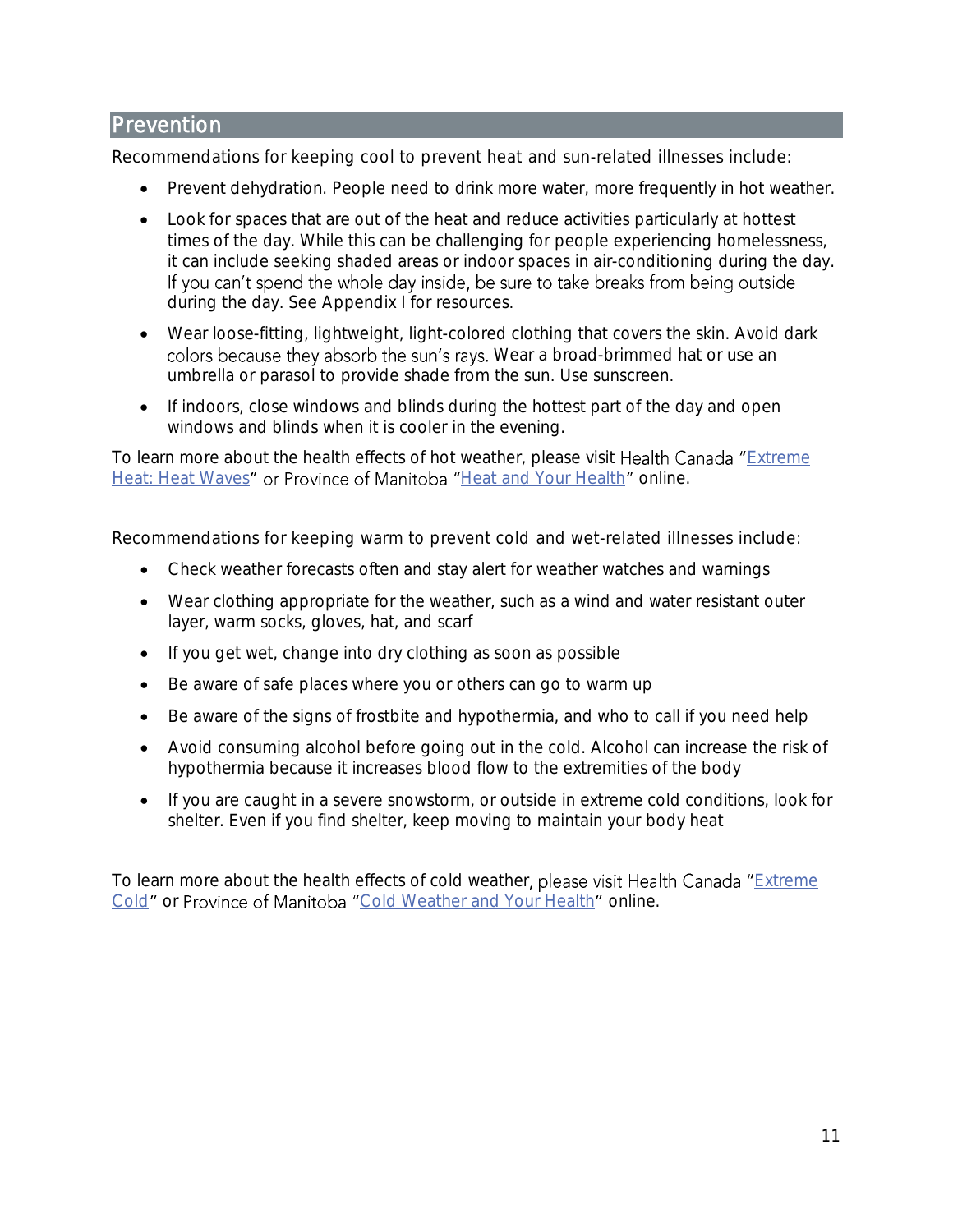## Prevention

Recommendations for keeping cool to prevent heat and sun-related illnesses include:

- Prevent dehydration. People need to drink more water, more frequently in hot weather.
- Look for spaces that are out of the heat and reduce activities particularly at hottest times of the day. While this can be challenging for people experiencing homelessness, it can include seeking shaded areas or indoor spaces in air-conditioning during the day. If you can't spend the whole day inside, be sure to take breaks from being outside during the day. See Appendix I for resources.
- Wear loose-fitting, lightweight, light-colored clothing that covers the skin. Avoid dark colors because they absorb the sun's rays. Wear a broad-brimmed hat or use an umbrella or parasol to provide shade from the sun. Use sunscreen.
- If indoors, close windows and blinds during the hottest part of the day and open windows and blinds when it is cooler in the evening.

To learn more about the health effects of hot weather, please visit Health Canada "Extreme Heat: Heat Waves" or Province of Manitoba "Heat and Your Health" online.

Recommendations for keeping warm to prevent cold and wet-related illnesses include:

- Check weather forecasts often and stay alert for weather watches and warnings
- Wear clothing appropriate for the weather, such as a wind and water resistant outer layer, warm socks, gloves, hat, and scarf
- If you get wet, change into dry clothing as soon as possible
- Be aware of safe places where you or others can go to warm up
- Be aware of the signs of frostbite and hypothermia, and who to call if you need help
- Avoid consuming alcohol before going out in the cold. Alcohol can increase the risk of hypothermia because it increases blood flow to the extremities of the body
- If you are caught in a severe snowstorm, or outside in extreme cold conditions, look for shelter. Even if you find shelter, keep moving to maintain your body heat

To learn more about the health effects of cold weather, please visit Health Canada "Extreme Cold" or Province of Manitoba "Cold Weather and Your Health" online.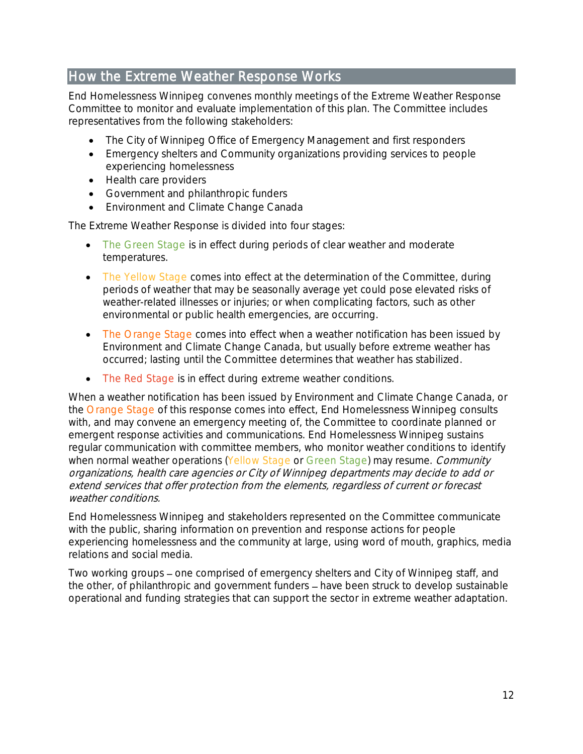## How the Extreme Weather Response Works

End Homelessness Winnipeg convenes monthly meetings of the Extreme Weather Response Committee to monitor and evaluate implementation of this plan. The Committee includes representatives from the following stakeholders:

- The City of Winnipeg Office of Emergency Management and first responders
- Emergency shelters and Community organizations providing services to people experiencing homelessness
- Health care providers
- Government and philanthropic funders
- Environment and Climate Change Canada

The Extreme Weather Response is divided into four stages:

- The Green Stage is in effect during periods of clear weather and moderate temperatures.
- The Yellow Stage comes into effect at the determination of the Committee, during periods of weather that may be seasonally average yet could pose elevated risks of weather-related illnesses or injuries; or when complicating factors, such as other environmental or public health emergencies, are occurring.
- The Orange Stage comes into effect when a weather notification has been issued by Environment and Climate Change Canada, but usually before extreme weather has occurred; lasting until the Committee determines that weather has stabilized.
- The Red Stage is in effect during extreme weather conditions.

When a weather notification has been issued by Environment and Climate Change Canada, or the Orange Stage of this response comes into effect, End Homelessness Winnipeg consults with, and may convene an emergency meeting of, the Committee to coordinate planned or emergent response activities and communications. End Homelessness Winnipeg sustains regular communication with committee members, who monitor weather conditions to identify when normal weather operations (Yellow Stage or Green Stage) may resume. *Community organizations, health care agencies or City of Winnipeg departments may decide to add or extend services that offer protection from the elements, regardless of current or forecast weather conditions.*

End Homelessness Winnipeg and stakeholders represented on the Committee communicate with the public, sharing information on prevention and response actions for people experiencing homelessness and the community at large, using word of mouth, graphics, media relations and social media.

Two working groups – one comprised of emergency shelters and City of Winnipeg staff, and the other, of philanthropic and government funders – have been struck to develop sustainable operational and funding strategies that can support the sector in extreme weather adaptation.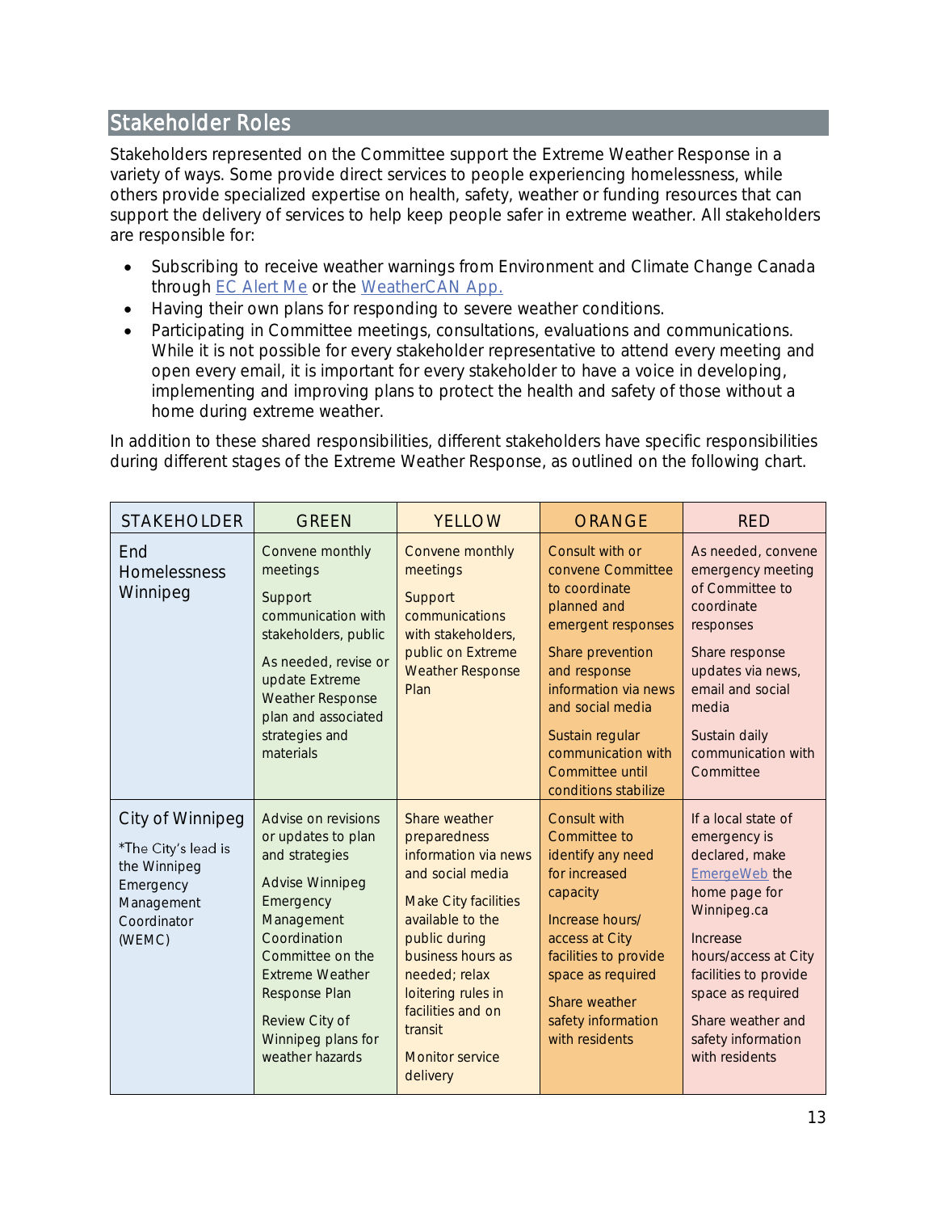## Stakeholder Roles

Stakeholders represented on the Committee support the Extreme Weather Response in a variety of ways. Some provide direct services to people experiencing homelessness, while others provide specialized expertise on health, safety, weather or funding resources that can support the delivery of services to help keep people safer in extreme weather. All stakeholders are responsible for:

- Subscribing to receive weather warnings from Environment and Climate Change Canada through EC Alert Me or the WeatherCAN App.
- Having their own plans for responding to severe weather conditions.
- Participating in Committee meetings, consultations, evaluations and communications. While it is not possible for every stakeholder representative to attend every meeting and open every email, it is important for every stakeholder to have a voice in developing, implementing and improving plans to protect the health and safety of those without a home during extreme weather.

In addition to these shared responsibilities, different stakeholders have specific responsibilities during different stages of the Extreme Weather Response, as outlined on the following chart.

| STAKEHOLDER | GREEN | YELLOW | ORANGE | RED |
|---|---|---|---|---|
| End Homelessness Winnipeg | Convene monthly meetings<br><br>Support communication with stakeholders, public<br><br>As needed, revise or update Extreme Weather Response plan and associated strategies and materials | Convene monthly meetings<br><br>Support communications with stakeholders, public on Extreme Weather Response Plan | Consult with or convene Committee to coordinate planned and emergent responses<br><br>Share prevention and response information via news and social media<br><br>Sustain regular communication with Committee until conditions stabilize | As needed, convene emergency meeting of Committee to coordinate responses<br><br>Share response updates via news, email and social media<br><br>Sustain daily communication with Committee |
| City of Winnipeg<br><br>*The City's lead is the Winnipeg Emergency Management Coordinator (WEMC) | Advise on revisions or updates to plan and strategies<br><br>Advise Winnipeg Emergency Management Coordination Committee on the Extreme Weather Response Plan<br><br>Review City of Winnipeg plans for weather hazards | Share weather preparedness information via news and social media<br><br>Make City facilities available to the public during business hours as needed; relax loitering rules in facilities and on transit<br><br>Monitor service delivery | Consult with Committee to identify any need for increased capacity<br><br>Increase hours/ access at City facilities to provide space as required<br><br>Share weather safety information with residents | If a local state of emergency is declared, make EmergeWeb the home page for Winnipeg.ca<br><br>Increase hours/access at City facilities to provide space as required<br><br>Share weather and safety information with residents |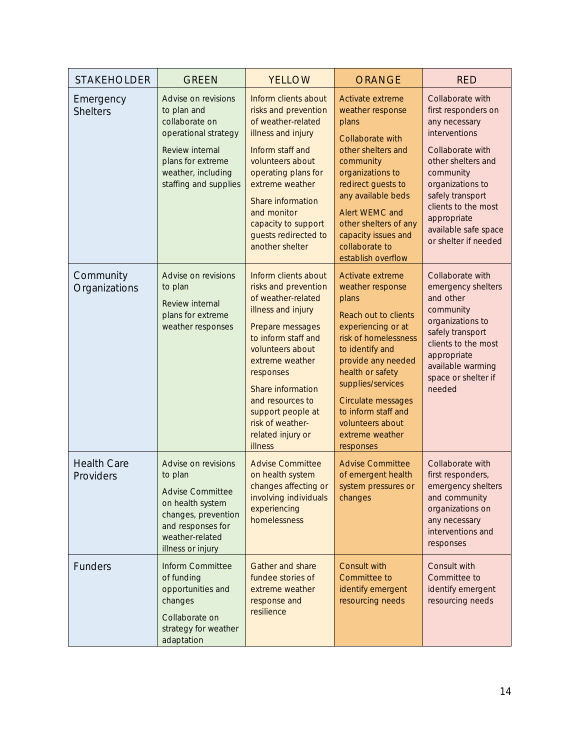| STAKEHOLDER | GREEN | YELLOW | ORANGE | RED |
|---|---|---|---|---|
| Emergency Shelters | Advise on revisions to plan and collaborate on operational strategy<br><br>Review internal plans for extreme weather, including staffing and supplies | Inform clients about risks and prevention of weather-related illness and injury<br><br>Inform staff and volunteers about operating plans for extreme weather<br><br>Share information and monitor capacity to support guests redirected to another shelter | Activate extreme weather response plans<br><br>Collaborate with other shelters and community organizations to redirect guests to any available beds<br><br>Alert WEMC and other shelters of any capacity issues and collaborate to establish overflow | Collaborate with first responders on any necessary interventions<br><br>Collaborate with other shelters and community organizations to safely transport clients to the most appropriate available safe space or shelter if needed |
| Community Organizations | Advise on revisions to plan<br><br>Review internal plans for extreme weather responses | Inform clients about risks and prevention of weather-related illness and injury<br><br>Prepare messages to inform staff and volunteers about extreme weather responses<br><br>Share information and resources to support people at risk of weather-related injury or illness | Activate extreme weather response plans<br><br>Reach out to clients experiencing or at risk of homelessness to identify and provide any needed health or safety supplies/services<br><br>Circulate messages to inform staff and volunteers about extreme weather responses | Collaborate with emergency shelters and other community organizations to safely transport clients to the most appropriate available warming space or shelter if needed |
| Health Care Providers | Advise on revisions to plan<br><br>Advise Committee on health system changes, prevention and responses for weather-related illness or injury | Advise Committee on health system changes affecting or involving individuals experiencing homelessness | Advise Committee of emergent health system pressures or changes | Collaborate with first responders, emergency shelters and community organizations on any necessary interventions and responses |
| Funders | Inform Committee of funding opportunities and changes<br><br>Collaborate on strategy for weather adaptation | Gather and share fundee stories of extreme weather response and resilience | Consult with Committee to identify emergent resourcing needs | Consult with Committee to identify emergent resourcing needs |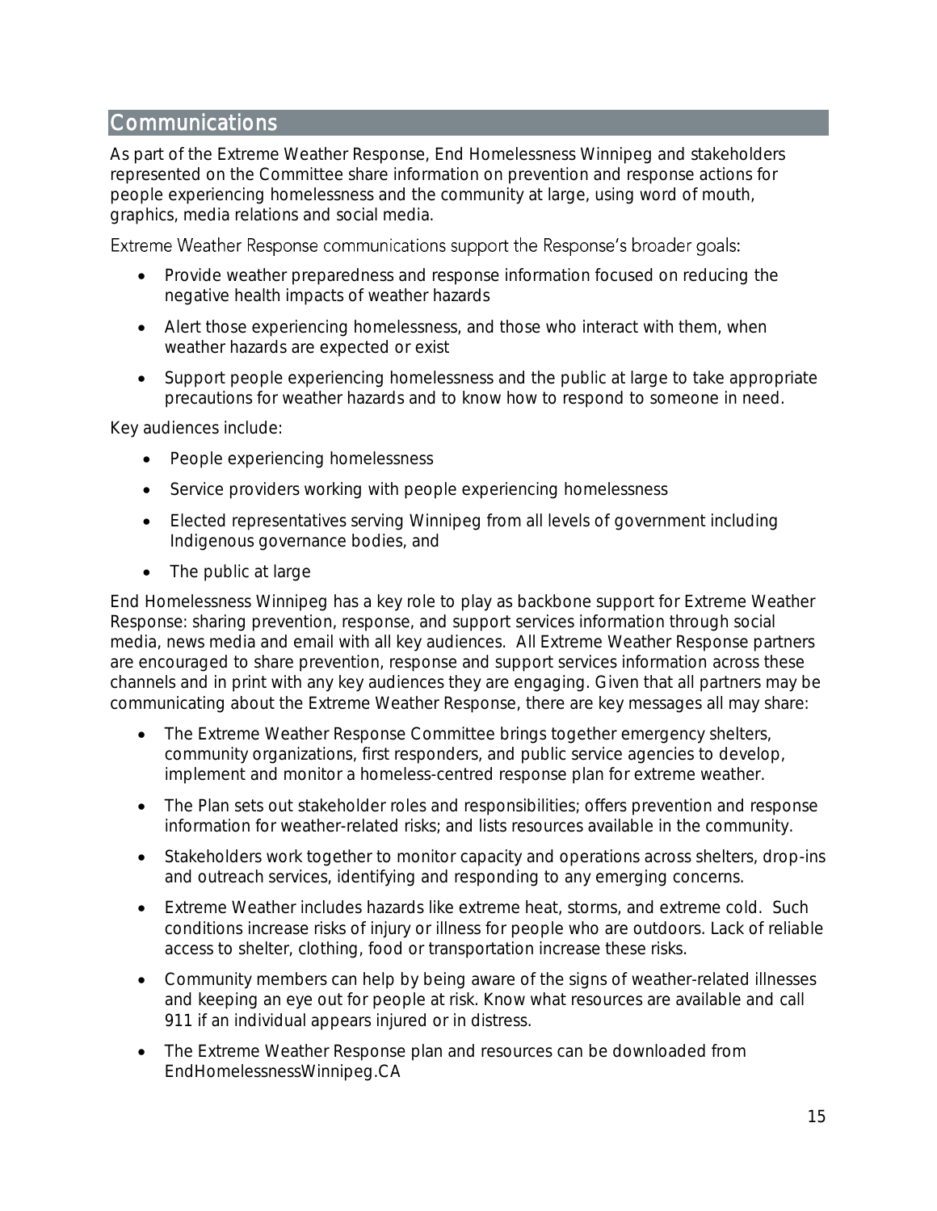## Communications

As part of the Extreme Weather Response, End Homelessness Winnipeg and stakeholders represented on the Committee share information on prevention and response actions for people experiencing homelessness and the community at large, using word of mouth, graphics, media relations and social media.

Extreme Weather Response communications support the Response's broader goals:

- Provide weather preparedness and response information focused on reducing the negative health impacts of weather hazards
- Alert those experiencing homelessness, and those who interact with them, when weather hazards are expected or exist
- Support people experiencing homelessness and the public at large to take appropriate precautions for weather hazards and to know how to respond to someone in need.

Key audiences include:

- People experiencing homelessness
- Service providers working with people experiencing homelessness
- Elected representatives serving Winnipeg from all levels of government including Indigenous governance bodies, and
- The public at large

End Homelessness Winnipeg has a key role to play as backbone support for Extreme Weather Response: sharing prevention, response, and support services information through social media, news media and email with all key audiences. All Extreme Weather Response partners are encouraged to share prevention, response and support services information across these channels and in print with any key audiences they are engaging. Given that all partners may be communicating about the Extreme Weather Response, there are key messages all may share:

- The Extreme Weather Response Committee brings together emergency shelters, community organizations, first responders, and public service agencies to develop, implement and monitor a homeless-centred response plan for extreme weather.
- The Plan sets out stakeholder roles and responsibilities; offers prevention and response information for weather-related risks; and lists resources available in the community.
- Stakeholders work together to monitor capacity and operations across shelters, drop-ins and outreach services, identifying and responding to any emerging concerns.
- Extreme Weather includes hazards like extreme heat, storms, and extreme cold. Such conditions increase risks of injury or illness for people who are outdoors. Lack of reliable access to shelter, clothing, food or transportation increase these risks.
- Community members can help by being aware of the signs of weather-related illnesses and keeping an eye out for people at risk. Know what resources are available and call 911 if an individual appears injured or in distress.
- The Extreme Weather Response plan and resources can be downloaded from EndHomelessnessWinnipeg.CA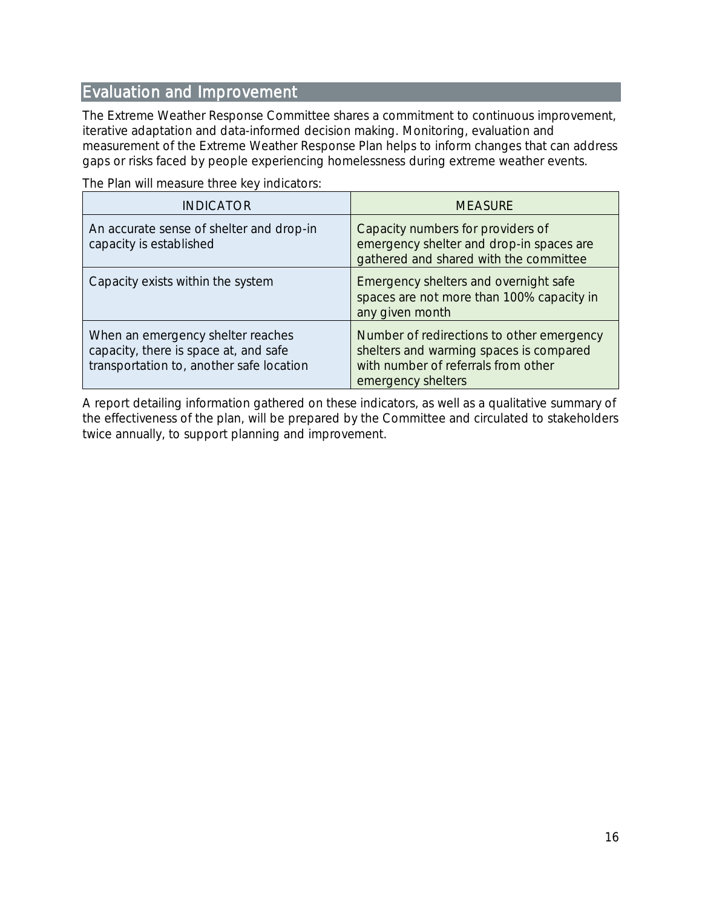## Evaluation and Improvement

The Extreme Weather Response Committee shares a commitment to continuous improvement, iterative adaptation and data-informed decision making. Monitoring, evaluation and measurement of the Extreme Weather Response Plan helps to inform changes that can address gaps or risks faced by people experiencing homelessness during extreme weather events.

The Plan will measure three key indicators:

| INDICATOR | MEASURE |
|---|---|
| An accurate sense of shelter and drop-in capacity is established | Capacity numbers for providers of emergency shelter and drop-in spaces are gathered and shared with the committee |
| Capacity exists within the system | Emergency shelters and overnight safe spaces are not more than 100% capacity in any given month |
| When an emergency shelter reaches capacity, there is space at, and safe transportation to, another safe location | Number of redirections to other emergency shelters and warming spaces is compared with number of referrals from other emergency shelters |

A report detailing information gathered on these indicators, as well as a qualitative summary of the effectiveness of the plan, will be prepared by the Committee and circulated to stakeholders twice annually, to support planning and improvement.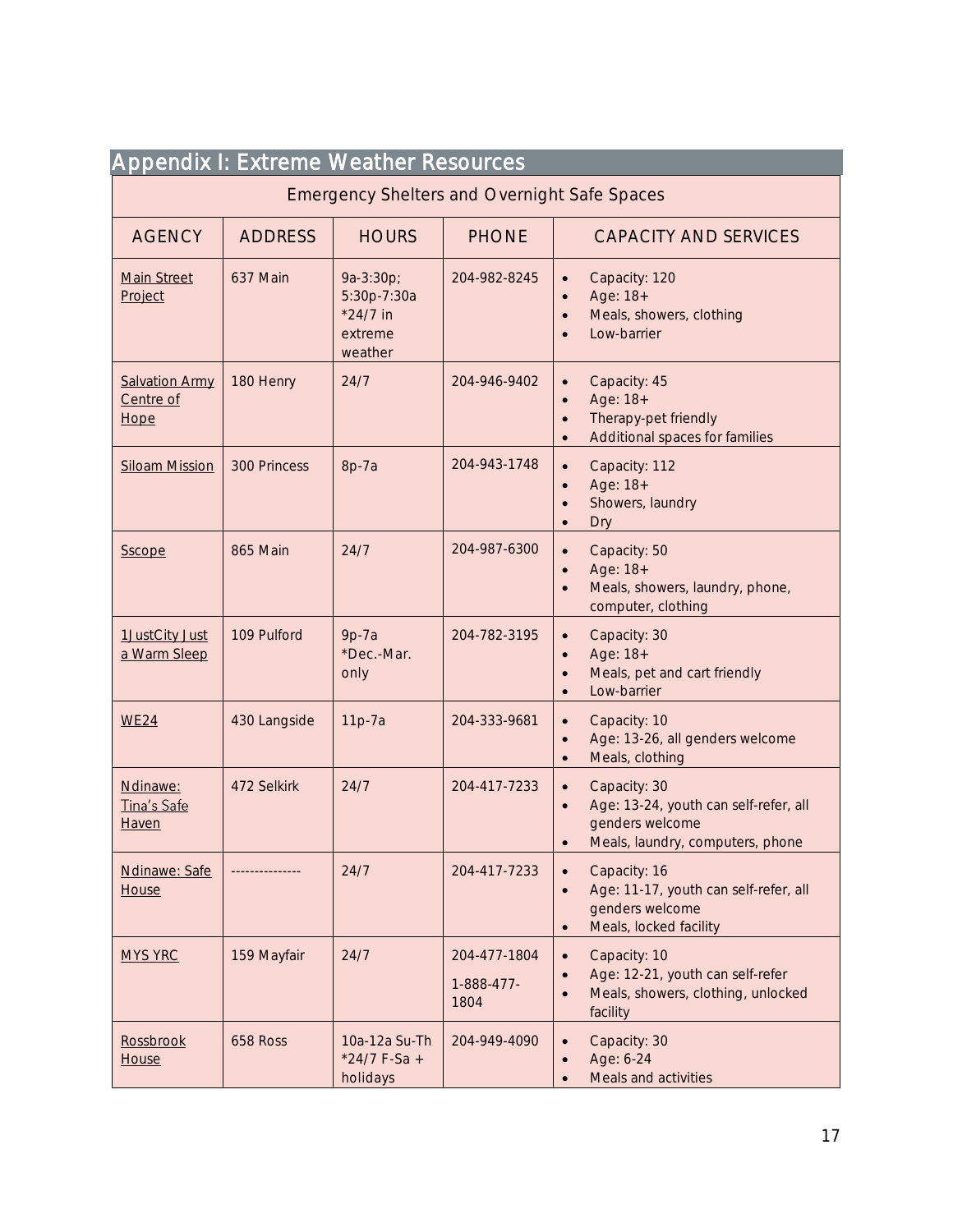## Appendix I: Extreme Weather Resources

| Emergency Shelters and Overnight Safe Spaces | | | | |
|---|---|---|---|---|
| AGENCY | ADDRESS | HOURS | PHONE | CAPACITY AND SERVICES |
| Main Street Project | 637 Main | 9a-3:30p; 5:30p-7:30a *24/7 in extreme weather | 204-982-8245 | • Capacity: 120<br>• Age: 18+<br>• Meals, showers, clothing<br>• Low-barrier |
| Salvation Army Centre of Hope | 180 Henry | 24/7 | 204-946-9402 | • Capacity: 45<br>• Age: 18+<br>• Therapy-pet friendly<br>• Additional spaces for families |
| Siloam Mission | 300 Princess | 8p-7a | 204-943-1748 | • Capacity: 112<br>• Age: 18+<br>• Showers, laundry<br>• Dry |
| Sscope | 865 Main | 24/7 | 204-987-6300 | • Capacity: 50<br>• Age: 18+<br>• Meals, showers, laundry, phone, computer, clothing |
| 1JustCity Just a Warm Sleep | 109 Pulford | 9p-7a *Dec.-Mar. only | 204-782-3195 | • Capacity: 30<br>• Age: 18+<br>• Meals, pet and cart friendly<br>• Low-barrier |
| WE24 | 430 Langside | 11p-7a | 204-333-9681 | • Capacity: 10<br>• Age: 13-26, all genders welcome<br>• Meals, clothing |
| Ndinawe: Tina's Safe Haven | 472 Selkirk | 24/7 | 204-417-7233 | • Capacity: 30<br>• Age: 13-24, youth can self-refer, all genders welcome<br>• Meals, laundry, computers, phone |
| Ndinawe: Safe House | --------------- | 24/7 | 204-417-7233 | • Capacity: 16<br>• Age: 11-17, youth can self-refer, all genders welcome<br>• Meals, locked facility |
| MYS YRC | 159 Mayfair | 24/7 | 204-477-1804<br>1-888-477-1804 | • Capacity: 10<br>• Age: 12-21, youth can self-refer<br>• Meals, showers, clothing, unlocked facility |
| Rossbrook House | 658 Ross | 10a-12a Su-Th *24/7 F-Sa + holidays | 204-949-4090 | • Capacity: 30<br>• Age: 6-24<br>• Meals and activities |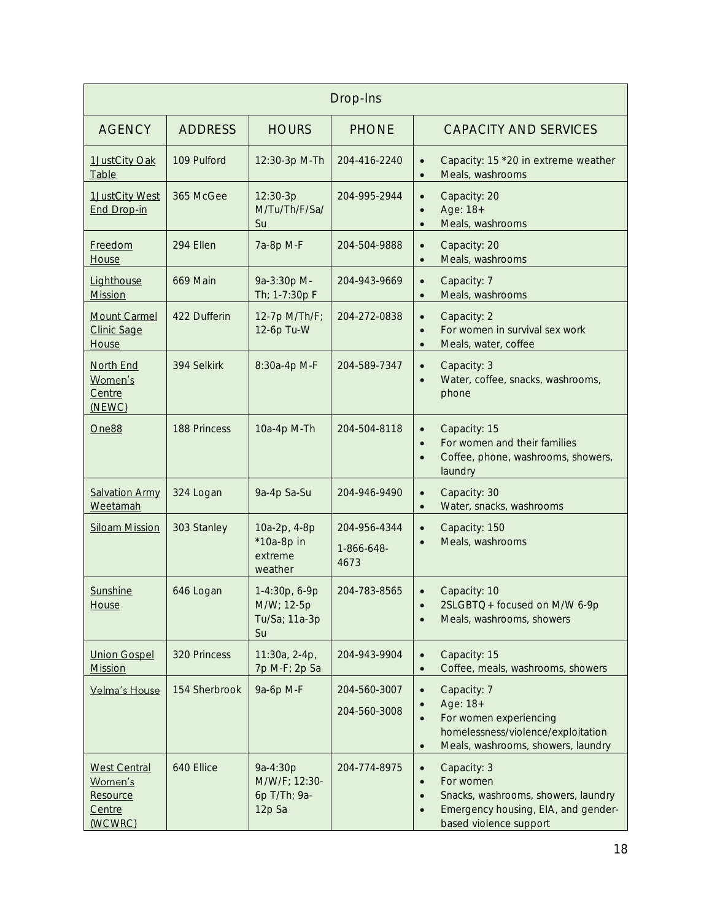| Drop-Ins | | | | |
|---|---|---|---|---|
| AGENCY | ADDRESS | HOURS | PHONE | CAPACITY AND SERVICES |
| 1JustCity Oak Table | 109 Pulford | 12:30-3p M-Th | 204-416-2240 | • Capacity: 15 *20 in extreme weather<br>• Meals, washrooms |
| 1JustCity West End Drop-in | 365 McGee | 12:30-3p M/Tu/Th/F/Sa/Su | 204-995-2944 | • Capacity: 20<br>• Age: 18+<br>• Meals, washrooms |
| Freedom House | 294 Ellen | 7a-8p M-F | 204-504-9888 | • Capacity: 20<br>• Meals, washrooms |
| Lighthouse Mission | 669 Main | 9a-3:30p M-Th; 1-7:30p F | 204-943-9669 | • Capacity: 7<br>• Meals, washrooms |
| Mount Carmel Clinic Sage House | 422 Dufferin | 12-7p M/Th/F; 12-6p Tu-W | 204-272-0838 | • Capacity: 2<br>• For women in survival sex work<br>• Meals, water, coffee |
| North End Women's Centre (NEWC) | 394 Selkirk | 8:30a-4p M-F | 204-589-7347 | • Capacity: 3<br>• Water, coffee, snacks, washrooms, phone |
| One88 | 188 Princess | 10a-4p M-Th | 204-504-8118 | • Capacity: 15<br>• For women and their families<br>• Coffee, phone, washrooms, showers, laundry |
| Salvation Army Weetamah | 324 Logan | 9a-4p Sa-Su | 204-946-9490 | • Capacity: 30<br>• Water, snacks, washrooms |
| Siloam Mission | 303 Stanley | 10a-2p, 4-8p *10a-8p in extreme weather | 204-956-4344<br>1-866-648-4673 | • Capacity: 150<br>• Meals, washrooms |
| Sunshine House | 646 Logan | 1-4:30p, 6-9p M/W; 12-5p Tu/Sa; 11a-3p Su | 204-783-8565 | • Capacity: 10<br>• 2SLGBTQ+ focused on M/W 6-9p<br>• Meals, washrooms, showers |
| Union Gospel Mission | 320 Princess | 11:30a, 2-4p, 7p M-F; 2p Sa | 204-943-9904 | • Capacity: 15<br>• Coffee, meals, washrooms, showers |
| Velma's House | 154 Sherbrook | 9a-6p M-F | 204-560-3007<br>204-560-3008 | • Capacity: 7<br>• Age: 18+<br>• For women experiencing homelessness/violence/exploitation<br>• Meals, washrooms, showers, laundry |
| West Central Women's Resource Centre (WCWRC) | 640 Ellice | 9a-4:30p M/W/F; 12:30-6p T/Th; 9a-12p Sa | 204-774-8975 | • Capacity: 3<br>• For women<br>• Snacks, washrooms, showers, laundry<br>• Emergency housing, EIA, and gender-based violence support |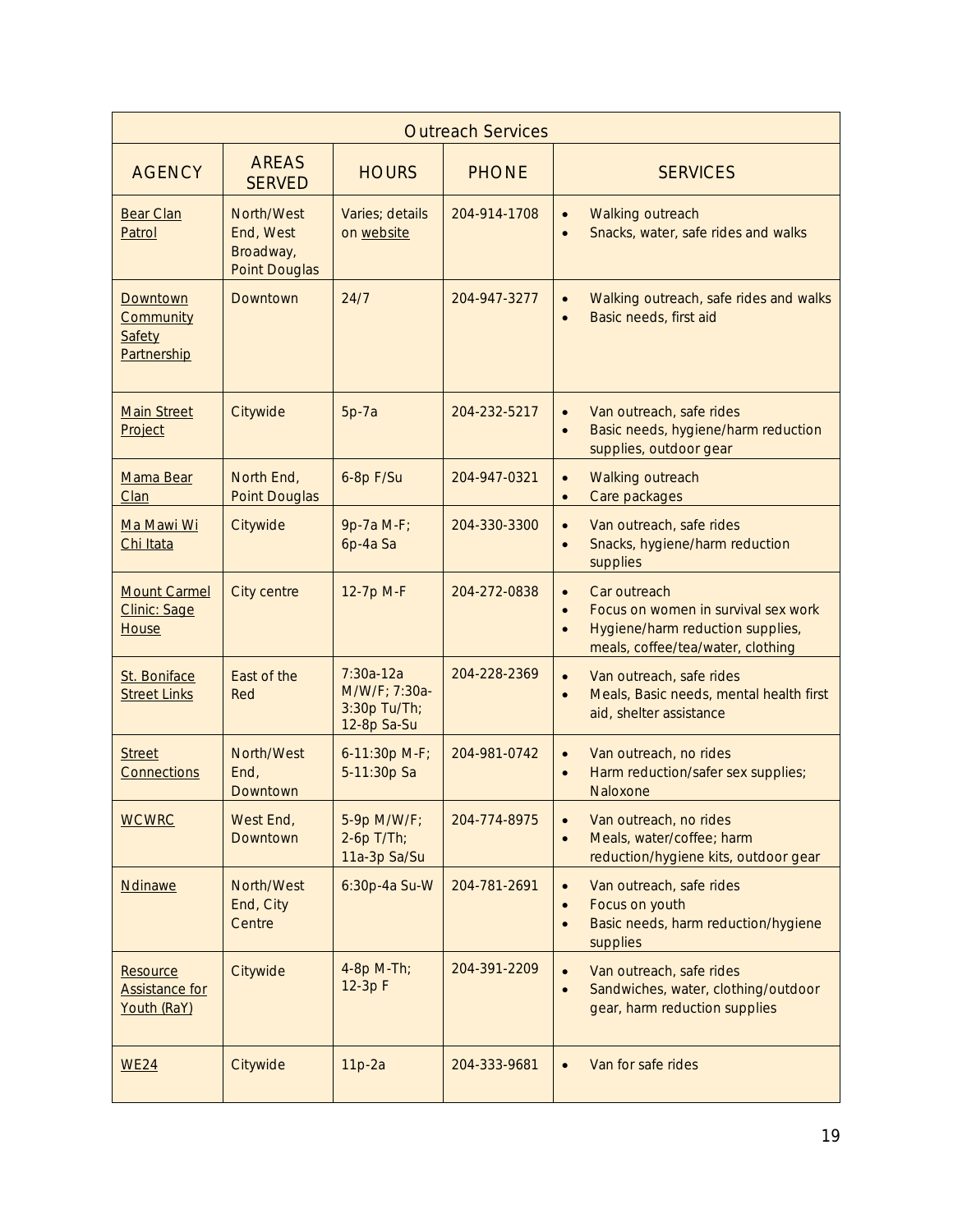| Outreach Services | | | | |
|---|---|---|---|---|
| AGENCY | AREAS SERVED | HOURS | PHONE | SERVICES |
| Bear Clan Patrol | North/West End, West Broadway, Point Douglas | Varies; details on website | 204-914-1708 | • Walking outreach<br>• Snacks, water, safe rides and walks |
| Downtown Community Safety Partnership | Downtown | 24/7 | 204-947-3277 | • Walking outreach, safe rides and walks<br>• Basic needs, first aid |
| Main Street Project | Citywide | 5p-7a | 204-232-5217 | • Van outreach, safe rides<br>• Basic needs, hygiene/harm reduction supplies, outdoor gear |
| Mama Bear Clan | North End, Point Douglas | 6-8p F/Su | 204-947-0321 | • Walking outreach<br>• Care packages |
| Ma Mawi Wi Chi Itata | Citywide | 9p-7a M-F; 6p-4a Sa | 204-330-3300 | • Van outreach, safe rides<br>• Snacks, hygiene/harm reduction supplies |
| Mount Carmel Clinic: Sage House | City centre | 12-7p M-F | 204-272-0838 | • Car outreach<br>• Focus on women in survival sex work<br>• Hygiene/harm reduction supplies, meals, coffee/tea/water, clothing |
| St. Boniface Street Links | East of the Red | 7:30a-12a M/W/F; 7:30a-3:30p Tu/Th; 12-8p Sa-Su | 204-228-2369 | • Van outreach, safe rides<br>• Meals, Basic needs, mental health first aid, shelter assistance |
| Street Connections | North/West End, Downtown | 6-11:30p M-F; 5-11:30p Sa | 204-981-0742 | • Van outreach, no rides<br>• Harm reduction/safer sex supplies; Naloxone |
| WCWRC | West End, Downtown | 5-9p M/W/F; 2-6p T/Th; 11a-3p Sa/Su | 204-774-8975 | • Van outreach, no rides<br>• Meals, water/coffee; harm reduction/hygiene kits, outdoor gear |
| Ndinawe | North/West End, City Centre | 6:30p-4a Su-W | 204-781-2691 | • Van outreach, safe rides<br>• Focus on youth<br>• Basic needs, harm reduction/hygiene supplies |
| Resource Assistance for Youth (RaY) | Citywide | 4-8p M-Th; 12-3p F | 204-391-2209 | • Van outreach, safe rides<br>• Sandwiches, water, clothing/outdoor gear, harm reduction supplies |
| WE24 | Citywide | 11p-2a | 204-333-9681 | • Van for safe rides |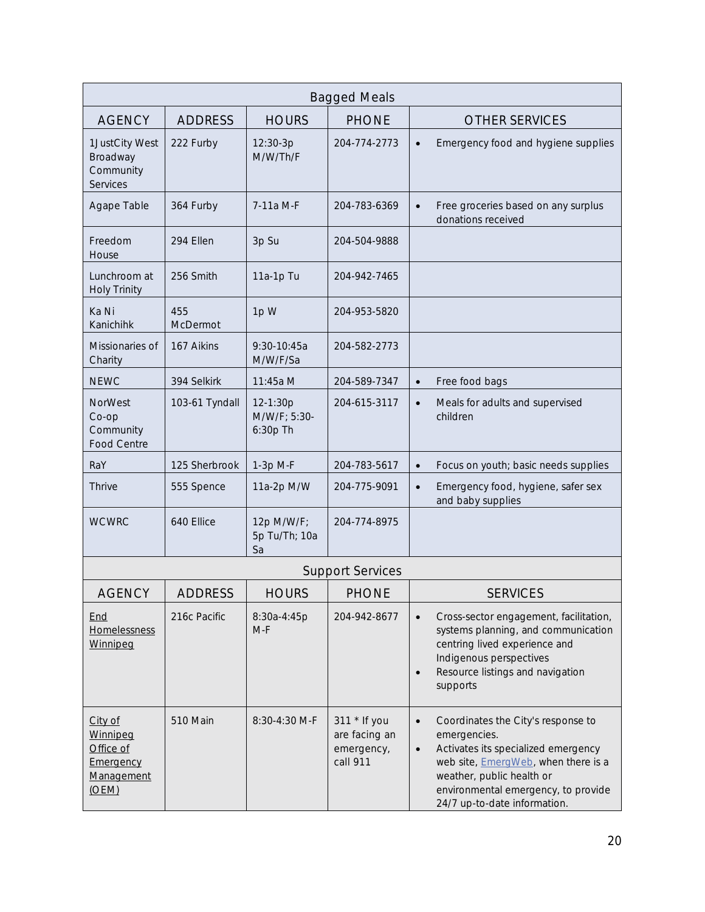| Bagged Meals | | | | |
|---|---|---|---|---|
| AGENCY | ADDRESS | HOURS | PHONE | OTHER SERVICES |
| 1JustCity West Broadway Community Services | 222 Furby | 12:30-3p M/W/Th/F | 204-774-2773 | • Emergency food and hygiene supplies |
| Agape Table | 364 Furby | 7-11a M-F | 204-783-6369 | • Free groceries based on any surplus donations received |
| Freedom House | 294 Ellen | 3p Su | 204-504-9888 | |
| Lunchroom at Holy Trinity | 256 Smith | 11a-1p Tu | 204-942-7465 | |
| Ka Ni Kanichihk | 455 McDermot | 1p W | 204-953-5820 | |
| Missionaries of Charity | 167 Aikins | 9:30-10:45a M/W/F/Sa | 204-582-2773 | |
| NEWC | 394 Selkirk | 11:45a M | 204-589-7347 | • Free food bags |
| NorWest Co-op Community Food Centre | 103-61 Tyndall | 12-1:30p M/W/F; 5:30-6:30p Th | 204-615-3117 | • Meals for adults and supervised children |
| RaY | 125 Sherbrook | 1-3p M-F | 204-783-5617 | • Focus on youth; basic needs supplies |
| Thrive | 555 Spence | 11a-2p M/W | 204-775-9091 | • Emergency food, hygiene, safer sex and baby supplies |
| WCWRC | 640 Ellice | 12p M/W/F; 5p Tu/Th; 10a Sa | 204-774-8975 | |

| Support Services | | | | |
|---|---|---|---|---|
| AGENCY | ADDRESS | HOURS | PHONE | SERVICES |
| End Homelessness Winnipeg | 216c Pacific | 8:30a-4:45p M-F | 204-942-8677 | • Cross-sector engagement, facilitation, systems planning, and communication centring lived experience and Indigenous perspectives<br>• Resource listings and navigation supports |
| City of Winnipeg Office of Emergency Management (OEM) | 510 Main | 8:30-4:30 M-F | 311 * If you are facing an emergency, call 911 | • Coordinates the City's response to emergencies.<br>• Activates its specialized emergency web site, EmergWeb, when there is a weather, public health or environmental emergency, to provide 24/7 up-to-date information. |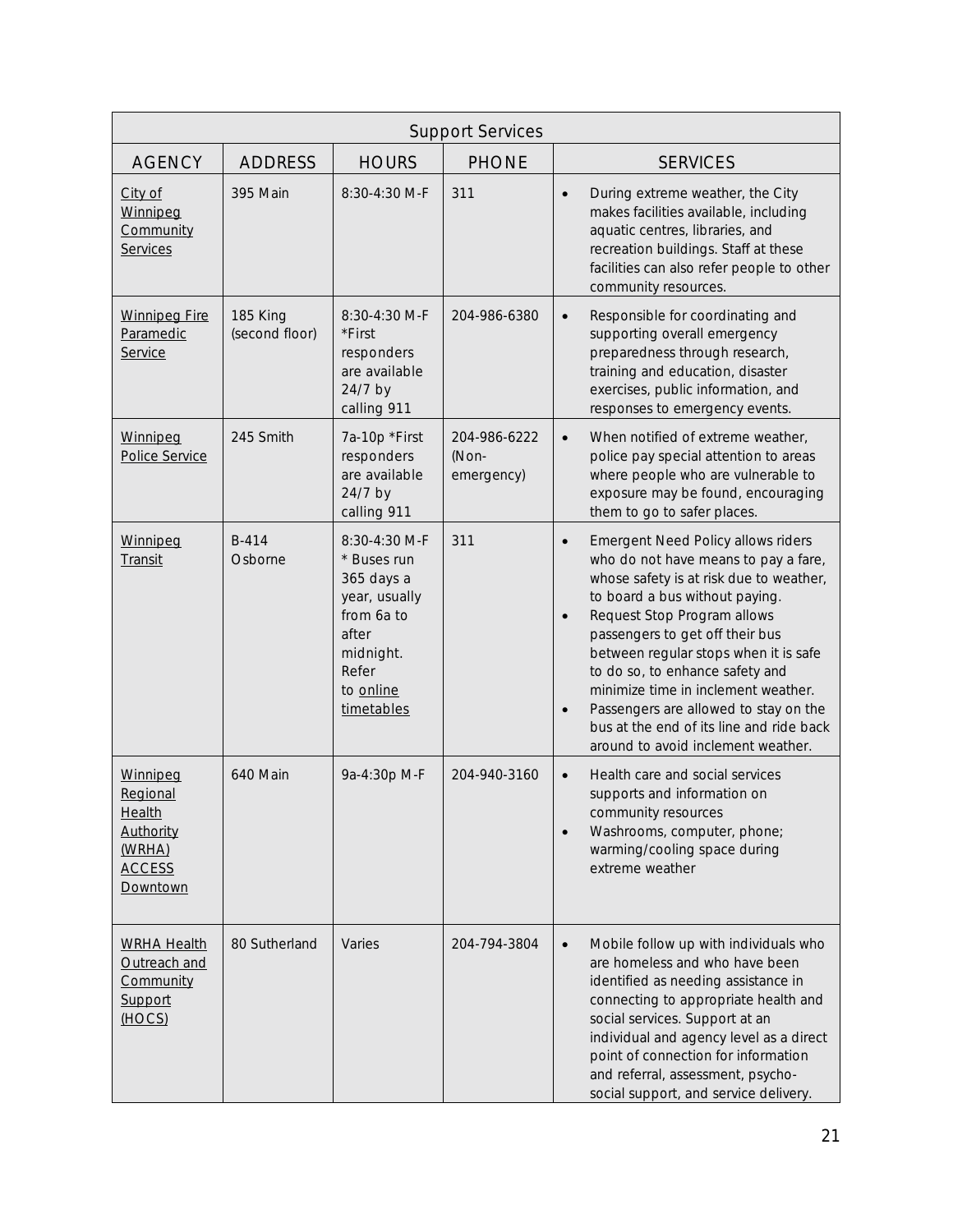| Support Services | | | | |
|---|---|---|---|---|
| AGENCY | ADDRESS | HOURS | PHONE | SERVICES |
| City of Winnipeg Community Services | 395 Main | 8:30-4:30 M-F | 311 | • During extreme weather, the City makes facilities available, including aquatic centres, libraries, and recreation buildings. Staff at these facilities can also refer people to other community resources. |
| Winnipeg Fire Paramedic Service | 185 King (second floor) | 8:30-4:30 M-F *First responders are available 24/7 by calling 911 | 204-986-6380 | • Responsible for coordinating and supporting overall emergency preparedness through research, training and education, disaster exercises, public information, and responses to emergency events. |
| Winnipeg Police Service | 245 Smith | 7a-10p *First responders are available 24/7 by calling 911 | 204-986-6222 (Non-emergency) | • When notified of extreme weather, police pay special attention to areas where people who are vulnerable to exposure may be found, encouraging them to go to safer places. |
| Winnipeg Transit | B-414 Osborne | 8:30-4:30 M-F * Buses run 365 days a year, usually from 6a to after midnight. Refer to online timetables | 311 | • Emergent Need Policy allows riders who do not have means to pay a fare, whose safety is at risk due to weather, to board a bus without paying. • Request Stop Program allows passengers to get off their bus between regular stops when it is safe to do so, to enhance safety and minimize time in inclement weather. • Passengers are allowed to stay on the bus at the end of its line and ride back around to avoid inclement weather. |
| Winnipeg Regional Health Authority (WRHA) ACCESS Downtown | 640 Main | 9a-4:30p M-F | 204-940-3160 | • Health care and social services supports and information on community resources • Washrooms, computer, phone; warming/cooling space during extreme weather |
| WRHA Health Outreach and Community Support (HOCS) | 80 Sutherland | Varies | 204-794-3804 | • Mobile follow up with individuals who are homeless and who have been identified as needing assistance in connecting to appropriate health and social services. Support at an individual and agency level as a direct point of connection for information and referral, assessment, psycho-social support, and service delivery. |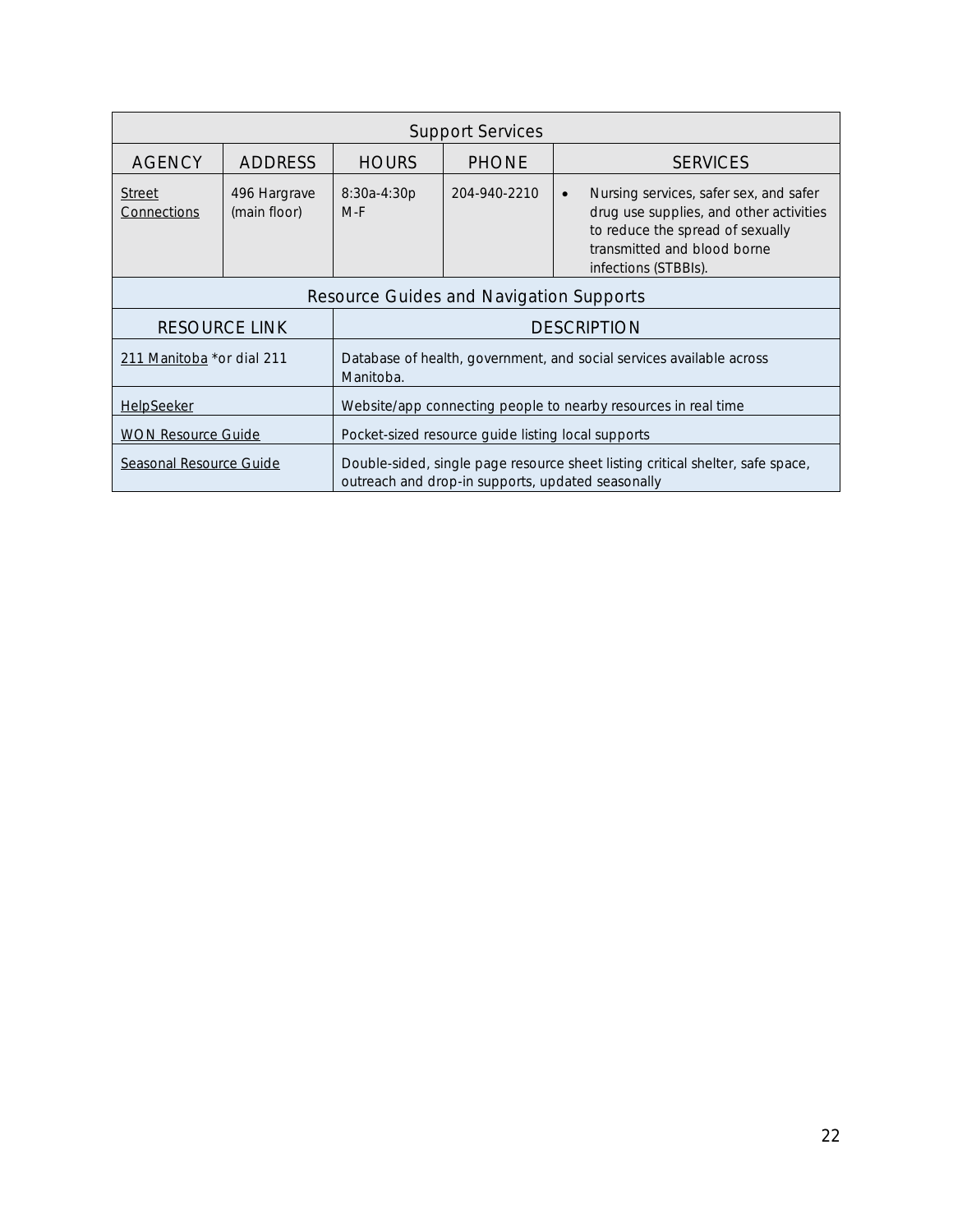| Support Services | | | | |
|---|---|---|---|---|
| AGENCY | ADDRESS | HOURS | PHONE | SERVICES |
| Street Connections | 496 Hargrave (main floor) | 8:30a-4:30p M-F | 204-940-2210 | • Nursing services, safer sex, and safer drug use supplies, and other activities to reduce the spread of sexually transmitted and blood borne infections (STBBIs). |

| Resource Guides and Navigation Supports | |
|---|---|
| RESOURCE LINK | DESCRIPTION |
| 211 Manitoba *or dial 211 | Database of health, government, and social services available across Manitoba. |
| HelpSeeker | Website/app connecting people to nearby resources in real time |
| WON Resource Guide | Pocket-sized resource guide listing local supports |
| Seasonal Resource Guide | Double-sided, single page resource sheet listing critical shelter, safe space, outreach and drop-in supports, updated seasonally |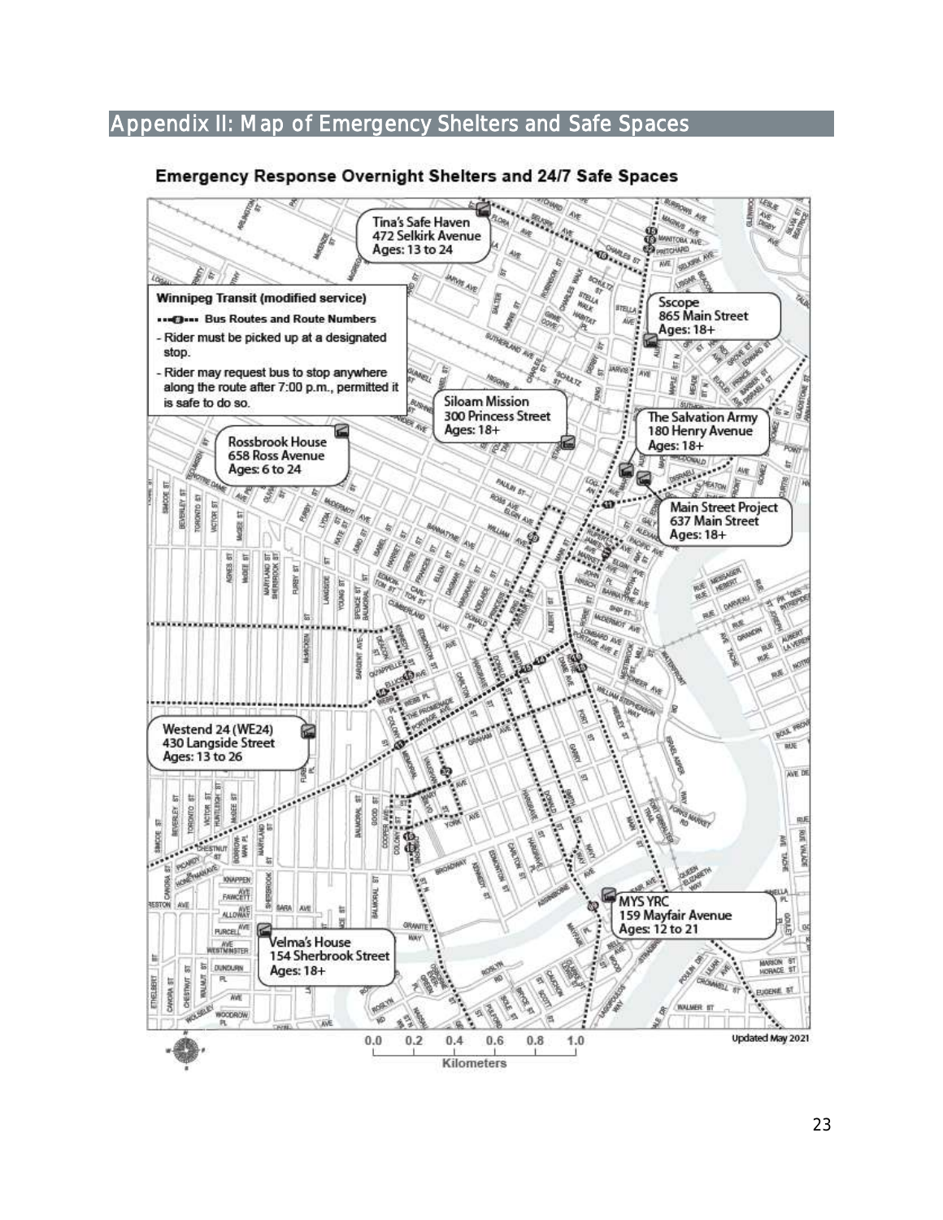## Appendix II: Map of Emergency Shelters and Safe Spaces

**Emergency Response Overnight Shelters and 24/7 Safe Spaces**

**Winnipeg Transit (modified service)**

Bus Routes and Route Numbers

- Rider must be picked up at a designated stop.
- Rider may request bus to stop anywhere along the route after 7:00 p.m., permitted it is safe to do so.

Tina's Safe Haven
472 Selkirk Avenue
Ages: 13 to 24

Sscope
865 Main Street
Ages: 18+

Siloam Mission
300 Princess Street
Ages: 18+

The Salvation Army
180 Henry Avenue
Ages: 18+

Rossbrook House
658 Ross Avenue
Ages: 6 to 24

Main Street Project
637 Main Street
Ages: 18+

Westend 24 (WE24)
430 Langside Street
Ages: 13 to 26

MYS YRC
159 Mayfair Avenue
Ages: 12 to 21

Velma's House
154 Sherbrook Street
Ages: 18+

0.0 0.2 0.4 0.6 0.8 1.0
Kilometers

Updated May 2021